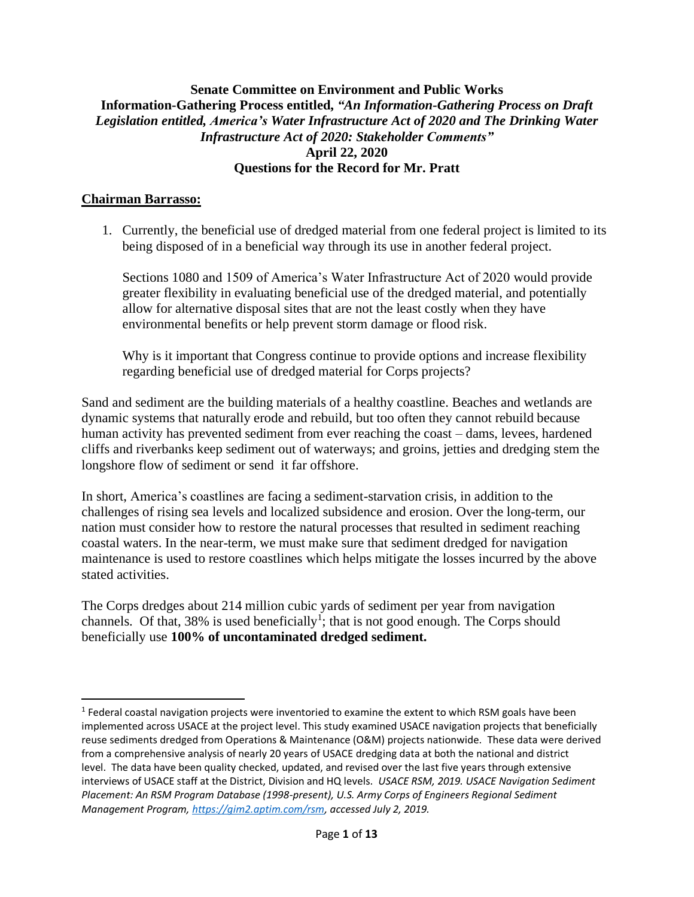**Senate Committee on Environment and Public Works**
**Information-Gathering Process entitled, *"An Information-Gathering Process on Draft Legislation entitled, America's Water Infrastructure Act of 2020 and The Drinking Water Infrastructure Act of 2020: Stakeholder Comments"***
**April 22, 2020**
**Questions for the Record for Mr. Pratt**

**Chairman Barrasso:**

1. Currently, the beneficial use of dredged material from one federal project is limited to its being disposed of in a beneficial way through its use in another federal project.

   Sections 1080 and 1509 of America's Water Infrastructure Act of 2020 would provide greater flexibility in evaluating beneficial use of the dredged material, and potentially allow for alternative disposal sites that are not the least costly when they have environmental benefits or help prevent storm damage or flood risk.

   Why is it important that Congress continue to provide options and increase flexibility regarding beneficial use of dredged material for Corps projects?

Sand and sediment are the building materials of a healthy coastline. Beaches and wetlands are dynamic systems that naturally erode and rebuild, but too often they cannot rebuild because human activity has prevented sediment from ever reaching the coast – dams, levees, hardened cliffs and riverbanks keep sediment out of waterways; and groins, jetties and dredging stem the longshore flow of sediment or send it far offshore.

In short, America's coastlines are facing a sediment-starvation crisis, in addition to the challenges of rising sea levels and localized subsidence and erosion. Over the long-term, our nation must consider how to restore the natural processes that resulted in sediment reaching coastal waters. In the near-term, we must make sure that sediment dredged for navigation maintenance is used to restore coastlines which helps mitigate the losses incurred by the above stated activities.

The Corps dredges about 214 million cubic yards of sediment per year from navigation channels. Of that, 38% is used beneficially[1]; that is not good enough. The Corps should beneficially use **100% of uncontaminated dredged sediment.**

[1] Federal coastal navigation projects were inventoried to examine the extent to which RSM goals have been implemented across USACE at the project level. This study examined USACE navigation projects that beneficially reuse sediments dredged from Operations & Maintenance (O&M) projects nationwide. These data were derived from a comprehensive analysis of nearly 20 years of USACE dredging data at both the national and district level. The data have been quality checked, updated, and revised over the last five years through extensive interviews of USACE staff at the District, Division and HQ levels. *USACE RSM, 2019. USACE Navigation Sediment Placement: An RSM Program Database (1998-present), U.S. Army Corps of Engineers Regional Sediment Management Program, https://gim2.aptim.com/rsm, accessed July 2, 2019.*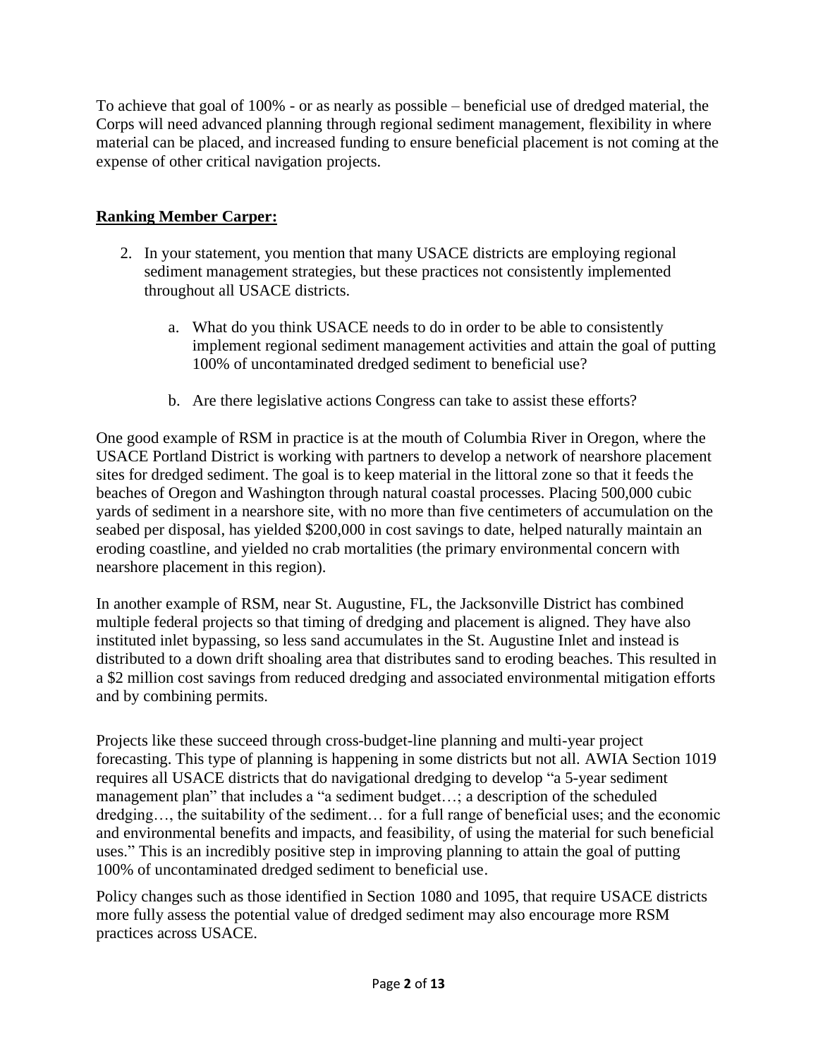To achieve that goal of 100% - or as nearly as possible – beneficial use of dredged material, the Corps will need advanced planning through regional sediment management, flexibility in where material can be placed, and increased funding to ensure beneficial placement is not coming at the expense of other critical navigation projects.

**Ranking Member Carper:**

2. In your statement, you mention that many USACE districts are employing regional sediment management strategies, but these practices not consistently implemented throughout all USACE districts.

    a. What do you think USACE needs to do in order to be able to consistently implement regional sediment management activities and attain the goal of putting 100% of uncontaminated dredged sediment to beneficial use?

    b. Are there legislative actions Congress can take to assist these efforts?

One good example of RSM in practice is at the mouth of Columbia River in Oregon, where the USACE Portland District is working with partners to develop a network of nearshore placement sites for dredged sediment. The goal is to keep material in the littoral zone so that it feeds the beaches of Oregon and Washington through natural coastal processes. Placing 500,000 cubic yards of sediment in a nearshore site, with no more than five centimeters of accumulation on the seabed per disposal, has yielded $200,000 in cost savings to date, helped naturally maintain an eroding coastline, and yielded no crab mortalities (the primary environmental concern with nearshore placement in this region).

In another example of RSM, near St. Augustine, FL, the Jacksonville District has combined multiple federal projects so that timing of dredging and placement is aligned. They have also instituted inlet bypassing, so less sand accumulates in the St. Augustine Inlet and instead is distributed to a down drift shoaling area that distributes sand to eroding beaches. This resulted in a $2 million cost savings from reduced dredging and associated environmental mitigation efforts and by combining permits.

Projects like these succeed through cross-budget-line planning and multi-year project forecasting. This type of planning is happening in some districts but not all. AWIA Section 1019 requires all USACE districts that do navigational dredging to develop "a 5-year sediment management plan" that includes a "a sediment budget…; a description of the scheduled dredging…, the suitability of the sediment… for a full range of beneficial uses; and the economic and environmental benefits and impacts, and feasibility, of using the material for such beneficial uses." This is an incredibly positive step in improving planning to attain the goal of putting 100% of uncontaminated dredged sediment to beneficial use.

Policy changes such as those identified in Section 1080 and 1095, that require USACE districts more fully assess the potential value of dredged sediment may also encourage more RSM practices across USACE.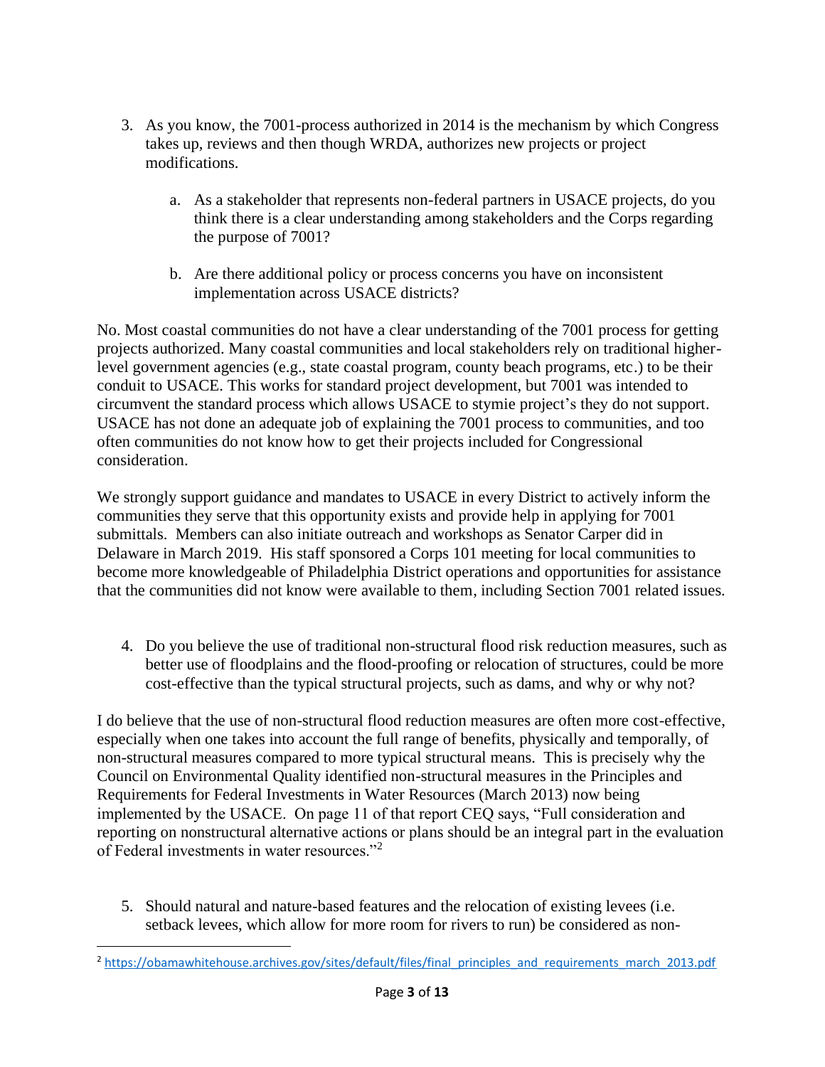3. As you know, the 7001-process authorized in 2014 is the mechanism by which Congress takes up, reviews and then though WRDA, authorizes new projects or project modifications.

    a. As a stakeholder that represents non-federal partners in USACE projects, do you think there is a clear understanding among stakeholders and the Corps regarding the purpose of 7001?

    b. Are there additional policy or process concerns you have on inconsistent implementation across USACE districts?

No. Most coastal communities do not have a clear understanding of the 7001 process for getting projects authorized. Many coastal communities and local stakeholders rely on traditional higher-level government agencies (e.g., state coastal program, county beach programs, etc.) to be their conduit to USACE. This works for standard project development, but 7001 was intended to circumvent the standard process which allows USACE to stymie project's they do not support. USACE has not done an adequate job of explaining the 7001 process to communities, and too often communities do not know how to get their projects included for Congressional consideration.

We strongly support guidance and mandates to USACE in every District to actively inform the communities they serve that this opportunity exists and provide help in applying for 7001 submittals. Members can also initiate outreach and workshops as Senator Carper did in Delaware in March 2019. His staff sponsored a Corps 101 meeting for local communities to become more knowledgeable of Philadelphia District operations and opportunities for assistance that the communities did not know were available to them, including Section 7001 related issues.

4. Do you believe the use of traditional non-structural flood risk reduction measures, such as better use of floodplains and the flood-proofing or relocation of structures, could be more cost-effective than the typical structural projects, such as dams, and why or why not?

I do believe that the use of non-structural flood reduction measures are often more cost-effective, especially when one takes into account the full range of benefits, physically and temporally, of non-structural measures compared to more typical structural means. This is precisely why the Council on Environmental Quality identified non-structural measures in the Principles and Requirements for Federal Investments in Water Resources (March 2013) now being implemented by the USACE. On page 11 of that report CEQ says, "Full consideration and reporting on nonstructural alternative actions or plans should be an integral part in the evaluation of Federal investments in water resources."[2]

5. Should natural and nature-based features and the relocation of existing levees (i.e. setback levees, which allow for more room for rivers to run) be considered as non-

[2] https://obamawhitehouse.archives.gov/sites/default/files/final_principles_and_requirements_march_2013.pdf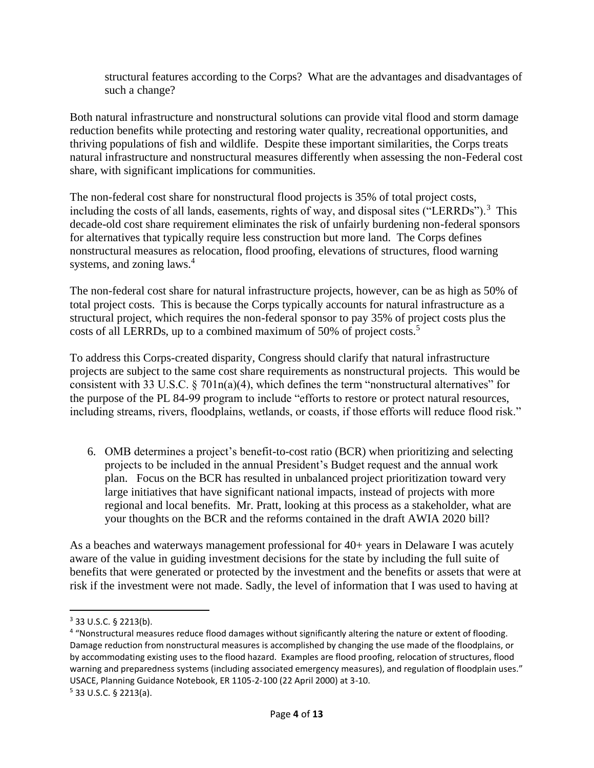structural features according to the Corps? What are the advantages and disadvantages of such a change?

Both natural infrastructure and nonstructural solutions can provide vital flood and storm damage reduction benefits while protecting and restoring water quality, recreational opportunities, and thriving populations of fish and wildlife. Despite these important similarities, the Corps treats natural infrastructure and nonstructural measures differently when assessing the non-Federal cost share, with significant implications for communities.

The non-federal cost share for nonstructural flood projects is 35% of total project costs, including the costs of all lands, easements, rights of way, and disposal sites ("LERRDs").[3] This decade-old cost share requirement eliminates the risk of unfairly burdening non-federal sponsors for alternatives that typically require less construction but more land. The Corps defines nonstructural measures as relocation, flood proofing, elevations of structures, flood warning systems, and zoning laws.[4]

The non-federal cost share for natural infrastructure projects, however, can be as high as 50% of total project costs. This is because the Corps typically accounts for natural infrastructure as a structural project, which requires the non-federal sponsor to pay 35% of project costs plus the costs of all LERRDs, up to a combined maximum of 50% of project costs.[5]

To address this Corps-created disparity, Congress should clarify that natural infrastructure projects are subject to the same cost share requirements as nonstructural projects. This would be consistent with 33 U.S.C. § 701n(a)(4), which defines the term "nonstructural alternatives" for the purpose of the PL 84-99 program to include "efforts to restore or protect natural resources, including streams, rivers, floodplains, wetlands, or coasts, if those efforts will reduce flood risk."

6. OMB determines a project's benefit-to-cost ratio (BCR) when prioritizing and selecting projects to be included in the annual President's Budget request and the annual work plan. Focus on the BCR has resulted in unbalanced project prioritization toward very large initiatives that have significant national impacts, instead of projects with more regional and local benefits. Mr. Pratt, looking at this process as a stakeholder, what are your thoughts on the BCR and the reforms contained in the draft AWIA 2020 bill?

As a beaches and waterways management professional for 40+ years in Delaware I was acutely aware of the value in guiding investment decisions for the state by including the full suite of benefits that were generated or protected by the investment and the benefits or assets that were at risk if the investment were not made. Sadly, the level of information that I was used to having at

---

[3] 33 U.S.C. § 2213(b).

[4] "Nonstructural measures reduce flood damages without significantly altering the nature or extent of flooding. Damage reduction from nonstructural measures is accomplished by changing the use made of the floodplains, or by accommodating existing uses to the flood hazard. Examples are flood proofing, relocation of structures, flood warning and preparedness systems (including associated emergency measures), and regulation of floodplain uses." USACE, Planning Guidance Notebook, ER 1105-2-100 (22 April 2000) at 3-10.

[5] 33 U.S.C. § 2213(a).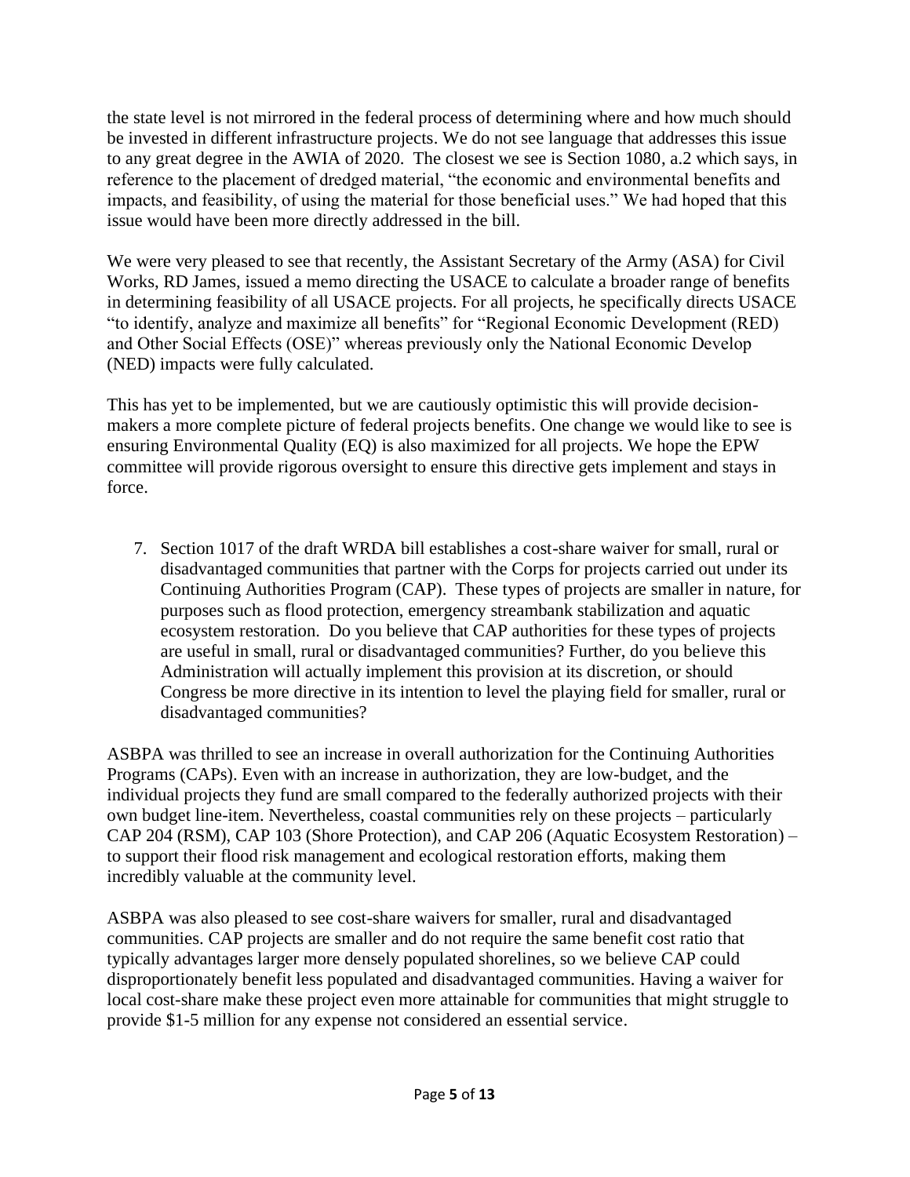the state level is not mirrored in the federal process of determining where and how much should be invested in different infrastructure projects. We do not see language that addresses this issue to any great degree in the AWIA of 2020. The closest we see is Section 1080, a.2 which says, in reference to the placement of dredged material, "the economic and environmental benefits and impacts, and feasibility, of using the material for those beneficial uses." We had hoped that this issue would have been more directly addressed in the bill.

We were very pleased to see that recently, the Assistant Secretary of the Army (ASA) for Civil Works, RD James, issued a memo directing the USACE to calculate a broader range of benefits in determining feasibility of all USACE projects. For all projects, he specifically directs USACE "to identify, analyze and maximize all benefits" for "Regional Economic Development (RED) and Other Social Effects (OSE)" whereas previously only the National Economic Develop (NED) impacts were fully calculated.

This has yet to be implemented, but we are cautiously optimistic this will provide decision-makers a more complete picture of federal projects benefits. One change we would like to see is ensuring Environmental Quality (EQ) is also maximized for all projects. We hope the EPW committee will provide rigorous oversight to ensure this directive gets implement and stays in force.

7. Section 1017 of the draft WRDA bill establishes a cost-share waiver for small, rural or disadvantaged communities that partner with the Corps for projects carried out under its Continuing Authorities Program (CAP). These types of projects are smaller in nature, for purposes such as flood protection, emergency streambank stabilization and aquatic ecosystem restoration. Do you believe that CAP authorities for these types of projects are useful in small, rural or disadvantaged communities? Further, do you believe this Administration will actually implement this provision at its discretion, or should Congress be more directive in its intention to level the playing field for smaller, rural or disadvantaged communities?

ASBPA was thrilled to see an increase in overall authorization for the Continuing Authorities Programs (CAPs). Even with an increase in authorization, they are low-budget, and the individual projects they fund are small compared to the federally authorized projects with their own budget line-item. Nevertheless, coastal communities rely on these projects – particularly CAP 204 (RSM), CAP 103 (Shore Protection), and CAP 206 (Aquatic Ecosystem Restoration) – to support their flood risk management and ecological restoration efforts, making them incredibly valuable at the community level.

ASBPA was also pleased to see cost-share waivers for smaller, rural and disadvantaged communities. CAP projects are smaller and do not require the same benefit cost ratio that typically advantages larger more densely populated shorelines, so we believe CAP could disproportionately benefit less populated and disadvantaged communities. Having a waiver for local cost-share make these project even more attainable for communities that might struggle to provide $1-5 million for any expense not considered an essential service.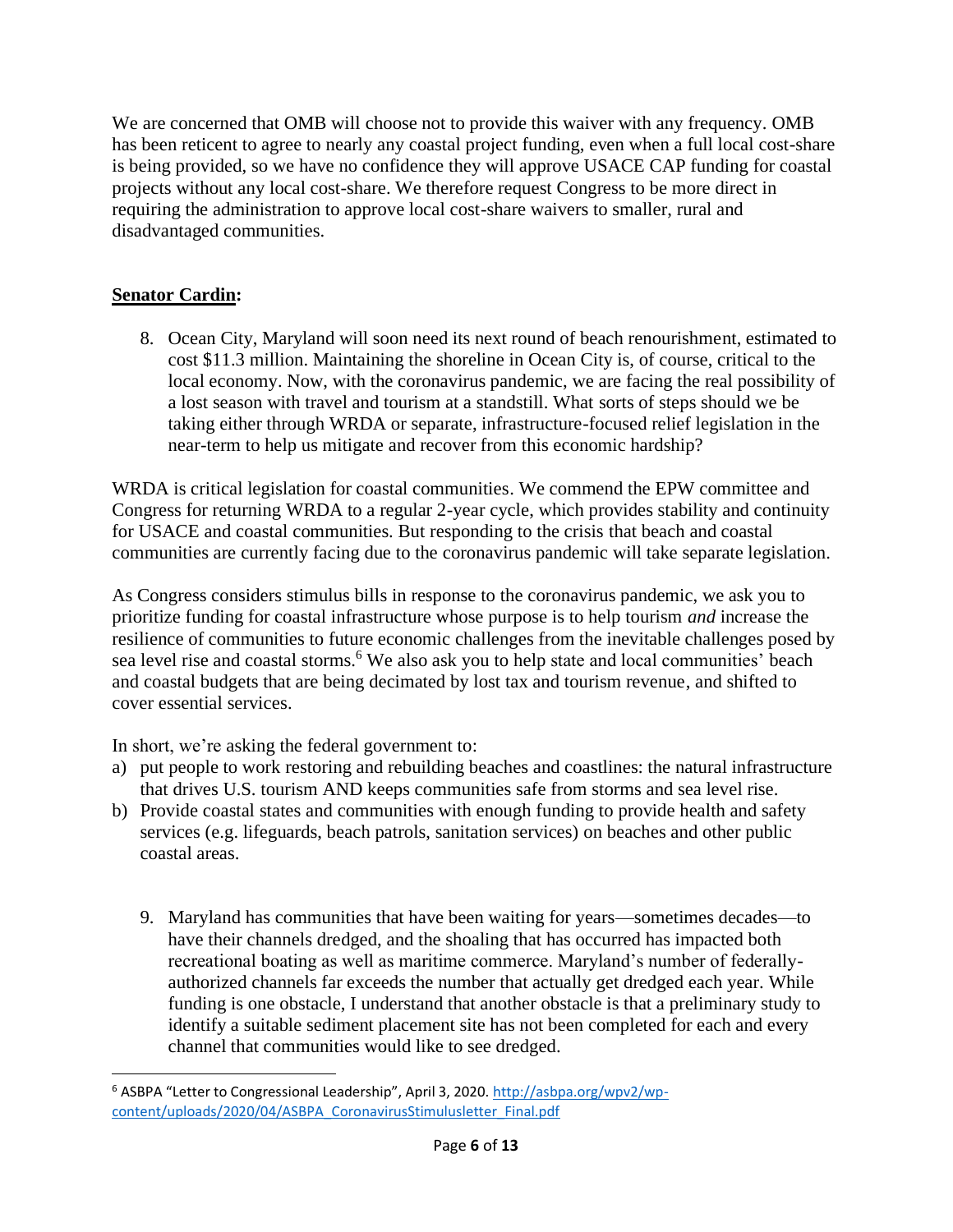We are concerned that OMB will choose not to provide this waiver with any frequency. OMB has been reticent to agree to nearly any coastal project funding, even when a full local cost-share is being provided, so we have no confidence they will approve USACE CAP funding for coastal projects without any local cost-share. We therefore request Congress to be more direct in requiring the administration to approve local cost-share waivers to smaller, rural and disadvantaged communities.

**Senator Cardin:**

8. Ocean City, Maryland will soon need its next round of beach renourishment, estimated to cost $11.3 million. Maintaining the shoreline in Ocean City is, of course, critical to the local economy. Now, with the coronavirus pandemic, we are facing the real possibility of a lost season with travel and tourism at a standstill. What sorts of steps should we be taking either through WRDA or separate, infrastructure-focused relief legislation in the near-term to help us mitigate and recover from this economic hardship?

WRDA is critical legislation for coastal communities. We commend the EPW committee and Congress for returning WRDA to a regular 2-year cycle, which provides stability and continuity for USACE and coastal communities. But responding to the crisis that beach and coastal communities are currently facing due to the coronavirus pandemic will take separate legislation.

As Congress considers stimulus bills in response to the coronavirus pandemic, we ask you to prioritize funding for coastal infrastructure whose purpose is to help tourism *and* increase the resilience of communities to future economic challenges from the inevitable challenges posed by sea level rise and coastal storms.[6] We also ask you to help state and local communities' beach and coastal budgets that are being decimated by lost tax and tourism revenue, and shifted to cover essential services.

In short, we're asking the federal government to:

a) put people to work restoring and rebuilding beaches and coastlines: the natural infrastructure that drives U.S. tourism AND keeps communities safe from storms and sea level rise.
b) Provide coastal states and communities with enough funding to provide health and safety services (e.g. lifeguards, beach patrols, sanitation services) on beaches and other public coastal areas.

9. Maryland has communities that have been waiting for years—sometimes decades—to have their channels dredged, and the shoaling that has occurred has impacted both recreational boating as well as maritime commerce. Maryland's number of federally-authorized channels far exceeds the number that actually get dredged each year. While funding is one obstacle, I understand that another obstacle is that a preliminary study to identify a suitable sediment placement site has not been completed for each and every channel that communities would like to see dredged.

---

[6] ASBPA "Letter to Congressional Leadership", April 3, 2020. http://asbpa.org/wpv2/wp-content/uploads/2020/04/ASBPA_CoronavirusStimulusletter_Final.pdf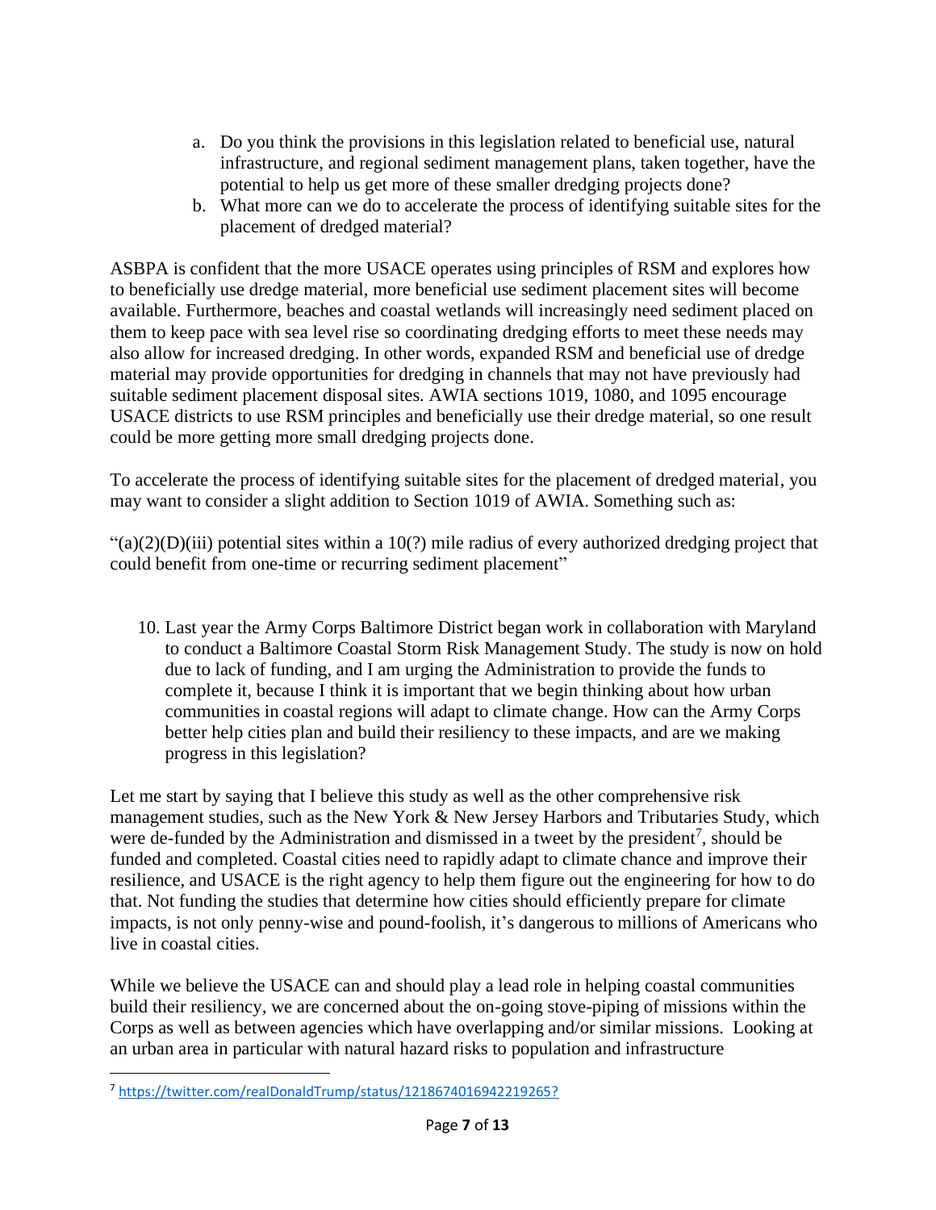a. Do you think the provisions in this legislation related to beneficial use, natural infrastructure, and regional sediment management plans, taken together, have the potential to help us get more of these smaller dredging projects done?
b. What more can we do to accelerate the process of identifying suitable sites for the placement of dredged material?

ASBPA is confident that the more USACE operates using principles of RSM and explores how to beneficially use dredge material, more beneficial use sediment placement sites will become available. Furthermore, beaches and coastal wetlands will increasingly need sediment placed on them to keep pace with sea level rise so coordinating dredging efforts to meet these needs may also allow for increased dredging. In other words, expanded RSM and beneficial use of dredge material may provide opportunities for dredging in channels that may not have previously had suitable sediment placement disposal sites. AWIA sections 1019, 1080, and 1095 encourage USACE districts to use RSM principles and beneficially use their dredge material, so one result could be more getting more small dredging projects done.

To accelerate the process of identifying suitable sites for the placement of dredged material, you may want to consider a slight addition to Section 1019 of AWIA. Something such as:

"(a)(2)(D)(iii) potential sites within a 10(?) mile radius of every authorized dredging project that could benefit from one-time or recurring sediment placement"

10. Last year the Army Corps Baltimore District began work in collaboration with Maryland to conduct a Baltimore Coastal Storm Risk Management Study. The study is now on hold due to lack of funding, and I am urging the Administration to provide the funds to complete it, because I think it is important that we begin thinking about how urban communities in coastal regions will adapt to climate change. How can the Army Corps better help cities plan and build their resiliency to these impacts, and are we making progress in this legislation?

Let me start by saying that I believe this study as well as the other comprehensive risk management studies, such as the New York & New Jersey Harbors and Tributaries Study, which were de-funded by the Administration and dismissed in a tweet by the president[7], should be funded and completed. Coastal cities need to rapidly adapt to climate chance and improve their resilience, and USACE is the right agency to help them figure out the engineering for how to do that. Not funding the studies that determine how cities should efficiently prepare for climate impacts, is not only penny-wise and pound-foolish, it's dangerous to millions of Americans who live in coastal cities.

While we believe the USACE can and should play a lead role in helping coastal communities build their resiliency, we are concerned about the on-going stove-piping of missions within the Corps as well as between agencies which have overlapping and/or similar missions. Looking at an urban area in particular with natural hazard risks to population and infrastructure

---

[7] https://twitter.com/realDonaldTrump/status/1218674016942219265?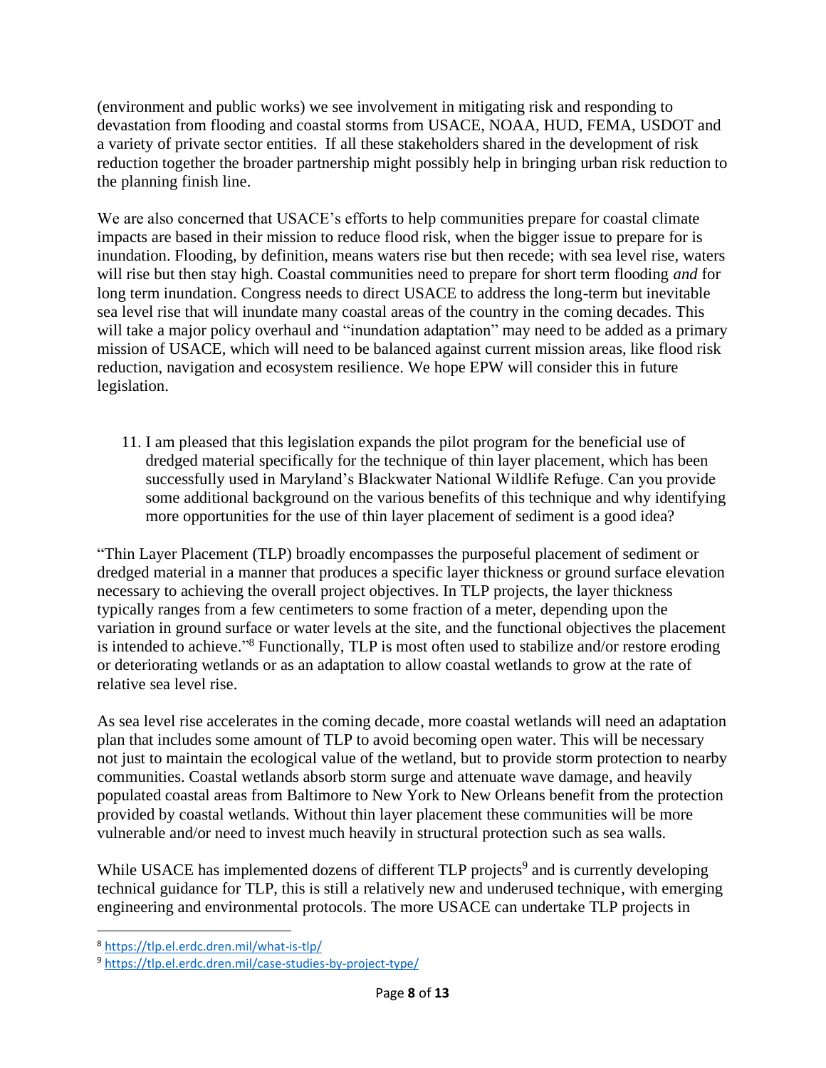(environment and public works) we see involvement in mitigating risk and responding to devastation from flooding and coastal storms from USACE, NOAA, HUD, FEMA, USDOT and a variety of private sector entities. If all these stakeholders shared in the development of risk reduction together the broader partnership might possibly help in bringing urban risk reduction to the planning finish line.

We are also concerned that USACE's efforts to help communities prepare for coastal climate impacts are based in their mission to reduce flood risk, when the bigger issue to prepare for is inundation. Flooding, by definition, means waters rise but then recede; with sea level rise, waters will rise but then stay high. Coastal communities need to prepare for short term flooding *and* for long term inundation. Congress needs to direct USACE to address the long-term but inevitable sea level rise that will inundate many coastal areas of the country in the coming decades. This will take a major policy overhaul and "inundation adaptation" may need to be added as a primary mission of USACE, which will need to be balanced against current mission areas, like flood risk reduction, navigation and ecosystem resilience. We hope EPW will consider this in future legislation.

11. I am pleased that this legislation expands the pilot program for the beneficial use of dredged material specifically for the technique of thin layer placement, which has been successfully used in Maryland's Blackwater National Wildlife Refuge. Can you provide some additional background on the various benefits of this technique and why identifying more opportunities for the use of thin layer placement of sediment is a good idea?

"Thin Layer Placement (TLP) broadly encompasses the purposeful placement of sediment or dredged material in a manner that produces a specific layer thickness or ground surface elevation necessary to achieving the overall project objectives. In TLP projects, the layer thickness typically ranges from a few centimeters to some fraction of a meter, depending upon the variation in ground surface or water levels at the site, and the functional objectives the placement is intended to achieve."[8] Functionally, TLP is most often used to stabilize and/or restore eroding or deteriorating wetlands or as an adaptation to allow coastal wetlands to grow at the rate of relative sea level rise.

As sea level rise accelerates in the coming decade, more coastal wetlands will need an adaptation plan that includes some amount of TLP to avoid becoming open water. This will be necessary not just to maintain the ecological value of the wetland, but to provide storm protection to nearby communities. Coastal wetlands absorb storm surge and attenuate wave damage, and heavily populated coastal areas from Baltimore to New York to New Orleans benefit from the protection provided by coastal wetlands. Without thin layer placement these communities will be more vulnerable and/or need to invest much heavily in structural protection such as sea walls.

While USACE has implemented dozens of different TLP projects[9] and is currently developing technical guidance for TLP, this is still a relatively new and underused technique, with emerging engineering and environmental protocols. The more USACE can undertake TLP projects in

---

[8] https://tlp.el.erdc.dren.mil/what-is-tlp/

[9] https://tlp.el.erdc.dren.mil/case-studies-by-project-type/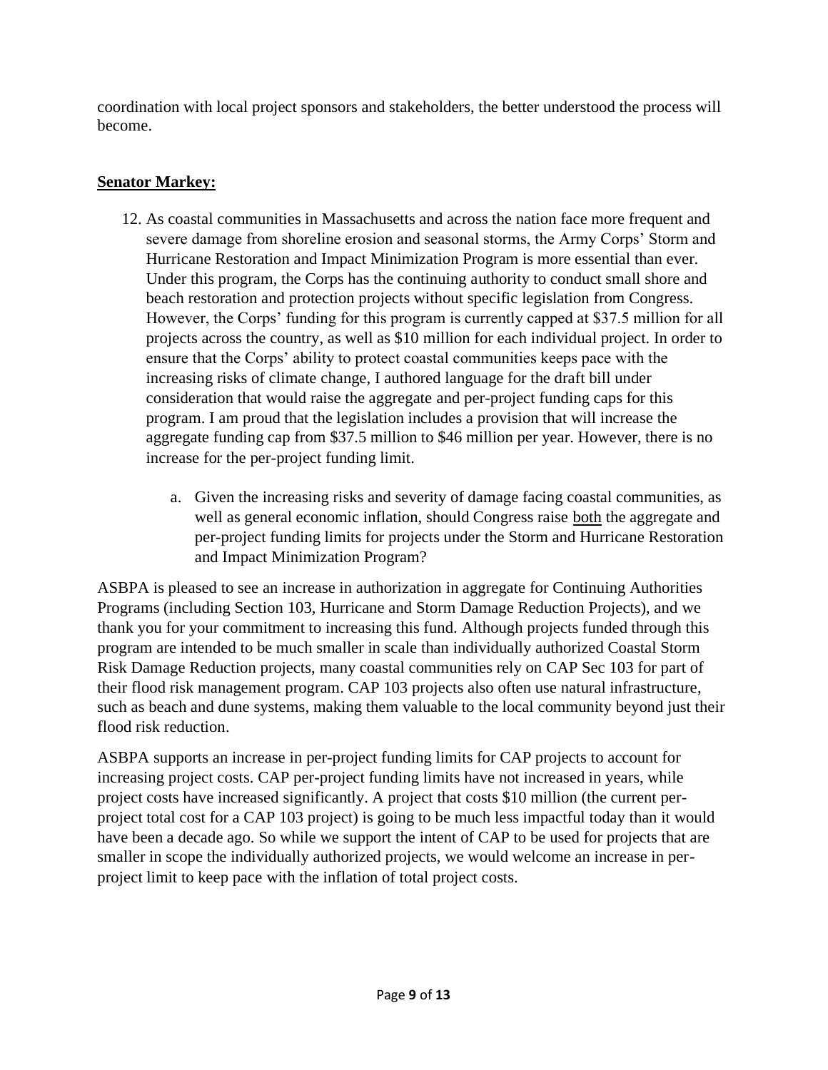coordination with local project sponsors and stakeholders, the better understood the process will become.

**Senator Markey:**

12. As coastal communities in Massachusetts and across the nation face more frequent and severe damage from shoreline erosion and seasonal storms, the Army Corps' Storm and Hurricane Restoration and Impact Minimization Program is more essential than ever. Under this program, the Corps has the continuing authority to conduct small shore and beach restoration and protection projects without specific legislation from Congress. However, the Corps' funding for this program is currently capped at $37.5 million for all projects across the country, as well as $10 million for each individual project. In order to ensure that the Corps' ability to protect coastal communities keeps pace with the increasing risks of climate change, I authored language for the draft bill under consideration that would raise the aggregate and per-project funding caps for this program. I am proud that the legislation includes a provision that will increase the aggregate funding cap from $37.5 million to $46 million per year. However, there is no increase for the per-project funding limit.

    a. Given the increasing risks and severity of damage facing coastal communities, as well as general economic inflation, should Congress raise both the aggregate and per-project funding limits for projects under the Storm and Hurricane Restoration and Impact Minimization Program?

ASBPA is pleased to see an increase in authorization in aggregate for Continuing Authorities Programs (including Section 103, Hurricane and Storm Damage Reduction Projects), and we thank you for your commitment to increasing this fund. Although projects funded through this program are intended to be much smaller in scale than individually authorized Coastal Storm Risk Damage Reduction projects, many coastal communities rely on CAP Sec 103 for part of their flood risk management program. CAP 103 projects also often use natural infrastructure, such as beach and dune systems, making them valuable to the local community beyond just their flood risk reduction.

ASBPA supports an increase in per-project funding limits for CAP projects to account for increasing project costs. CAP per-project funding limits have not increased in years, while project costs have increased significantly. A project that costs $10 million (the current per-project total cost for a CAP 103 project) is going to be much less impactful today than it would have been a decade ago. So while we support the intent of CAP to be used for projects that are smaller in scope the individually authorized projects, we would welcome an increase in per-project limit to keep pace with the inflation of total project costs.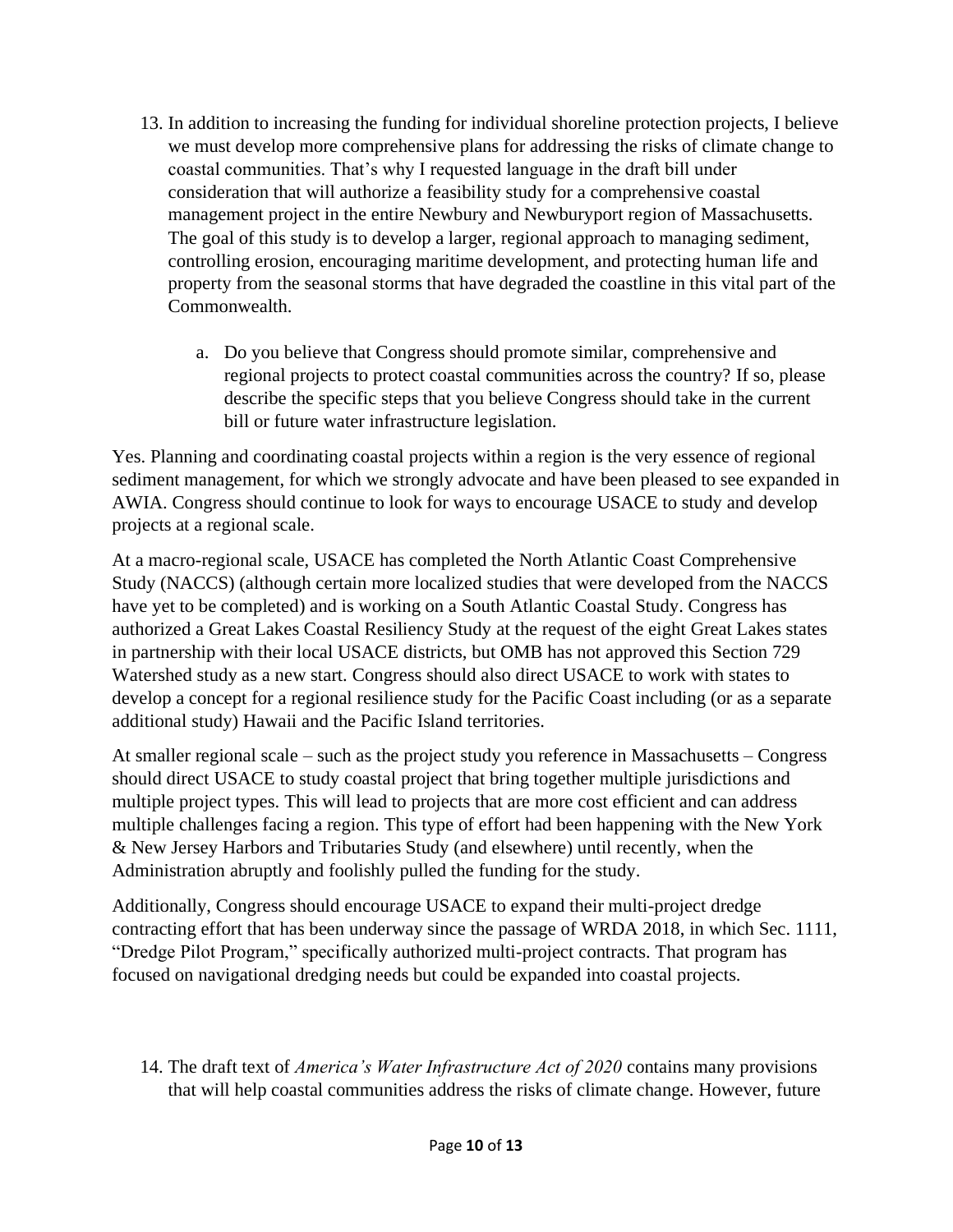13. In addition to increasing the funding for individual shoreline protection projects, I believe we must develop more comprehensive plans for addressing the risks of climate change to coastal communities. That's why I requested language in the draft bill under consideration that will authorize a feasibility study for a comprehensive coastal management project in the entire Newbury and Newburyport region of Massachusetts. The goal of this study is to develop a larger, regional approach to managing sediment, controlling erosion, encouraging maritime development, and protecting human life and property from the seasonal storms that have degraded the coastline in this vital part of the Commonwealth.

    a. Do you believe that Congress should promote similar, comprehensive and regional projects to protect coastal communities across the country? If so, please describe the specific steps that you believe Congress should take in the current bill or future water infrastructure legislation.

Yes. Planning and coordinating coastal projects within a region is the very essence of regional sediment management, for which we strongly advocate and have been pleased to see expanded in AWIA. Congress should continue to look for ways to encourage USACE to study and develop projects at a regional scale.

At a macro-regional scale, USACE has completed the North Atlantic Coast Comprehensive Study (NACCS) (although certain more localized studies that were developed from the NACCS have yet to be completed) and is working on a South Atlantic Coastal Study. Congress has authorized a Great Lakes Coastal Resiliency Study at the request of the eight Great Lakes states in partnership with their local USACE districts, but OMB has not approved this Section 729 Watershed study as a new start. Congress should also direct USACE to work with states to develop a concept for a regional resilience study for the Pacific Coast including (or as a separate additional study) Hawaii and the Pacific Island territories.

At smaller regional scale – such as the project study you reference in Massachusetts – Congress should direct USACE to study coastal project that bring together multiple jurisdictions and multiple project types. This will lead to projects that are more cost efficient and can address multiple challenges facing a region. This type of effort had been happening with the New York & New Jersey Harbors and Tributaries Study (and elsewhere) until recently, when the Administration abruptly and foolishly pulled the funding for the study.

Additionally, Congress should encourage USACE to expand their multi-project dredge contracting effort that has been underway since the passage of WRDA 2018, in which Sec. 1111, "Dredge Pilot Program," specifically authorized multi-project contracts. That program has focused on navigational dredging needs but could be expanded into coastal projects.

14. The draft text of *America's Water Infrastructure Act of 2020* contains many provisions that will help coastal communities address the risks of climate change. However, future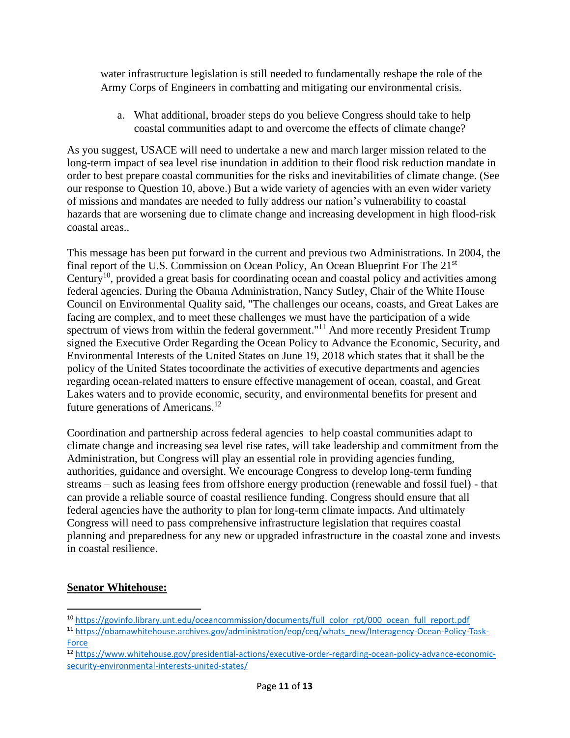water infrastructure legislation is still needed to fundamentally reshape the role of the Army Corps of Engineers in combatting and mitigating our environmental crisis.

a. What additional, broader steps do you believe Congress should take to help coastal communities adapt to and overcome the effects of climate change?

As you suggest, USACE will need to undertake a new and march larger mission related to the long-term impact of sea level rise inundation in addition to their flood risk reduction mandate in order to best prepare coastal communities for the risks and inevitabilities of climate change. (See our response to Question 10, above.) But a wide variety of agencies with an even wider variety of missions and mandates are needed to fully address our nation's vulnerability to coastal hazards that are worsening due to climate change and increasing development in high flood-risk coastal areas..

This message has been put forward in the current and previous two Administrations. In 2004, the final report of the U.S. Commission on Ocean Policy, An Ocean Blueprint For The 21st Century[10], provided a great basis for coordinating ocean and coastal policy and activities among federal agencies. During the Obama Administration, Nancy Sutley, Chair of the White House Council on Environmental Quality said, "The challenges our oceans, coasts, and Great Lakes are facing are complex, and to meet these challenges we must have the participation of a wide spectrum of views from within the federal government."[11] And more recently President Trump signed the Executive Order Regarding the Ocean Policy to Advance the Economic, Security, and Environmental Interests of the United States on June 19, 2018 which states that it shall be the policy of the United States tocoordinate the activities of executive departments and agencies regarding ocean-related matters to ensure effective management of ocean, coastal, and Great Lakes waters and to provide economic, security, and environmental benefits for present and future generations of Americans.[12]

Coordination and partnership across federal agencies to help coastal communities adapt to climate change and increasing sea level rise rates, will take leadership and commitment from the Administration, but Congress will play an essential role in providing agencies funding, authorities, guidance and oversight. We encourage Congress to develop long-term funding streams – such as leasing fees from offshore energy production (renewable and fossil fuel) - that can provide a reliable source of coastal resilience funding. Congress should ensure that all federal agencies have the authority to plan for long-term climate impacts. And ultimately Congress will need to pass comprehensive infrastructure legislation that requires coastal planning and preparedness for any new or upgraded infrastructure in the coastal zone and invests in coastal resilience.

**<u>Senator Whitehouse:</u>**

---

[10] https://govinfo.library.unt.edu/oceancommission/documents/full_color_rpt/000_ocean_full_report.pdf

[11] https://obamawhitehouse.archives.gov/administration/eop/ceq/whats_new/Interagency-Ocean-Policy-Task-Force

[12] https://www.whitehouse.gov/presidential-actions/executive-order-regarding-ocean-policy-advance-economic-security-environmental-interests-united-states/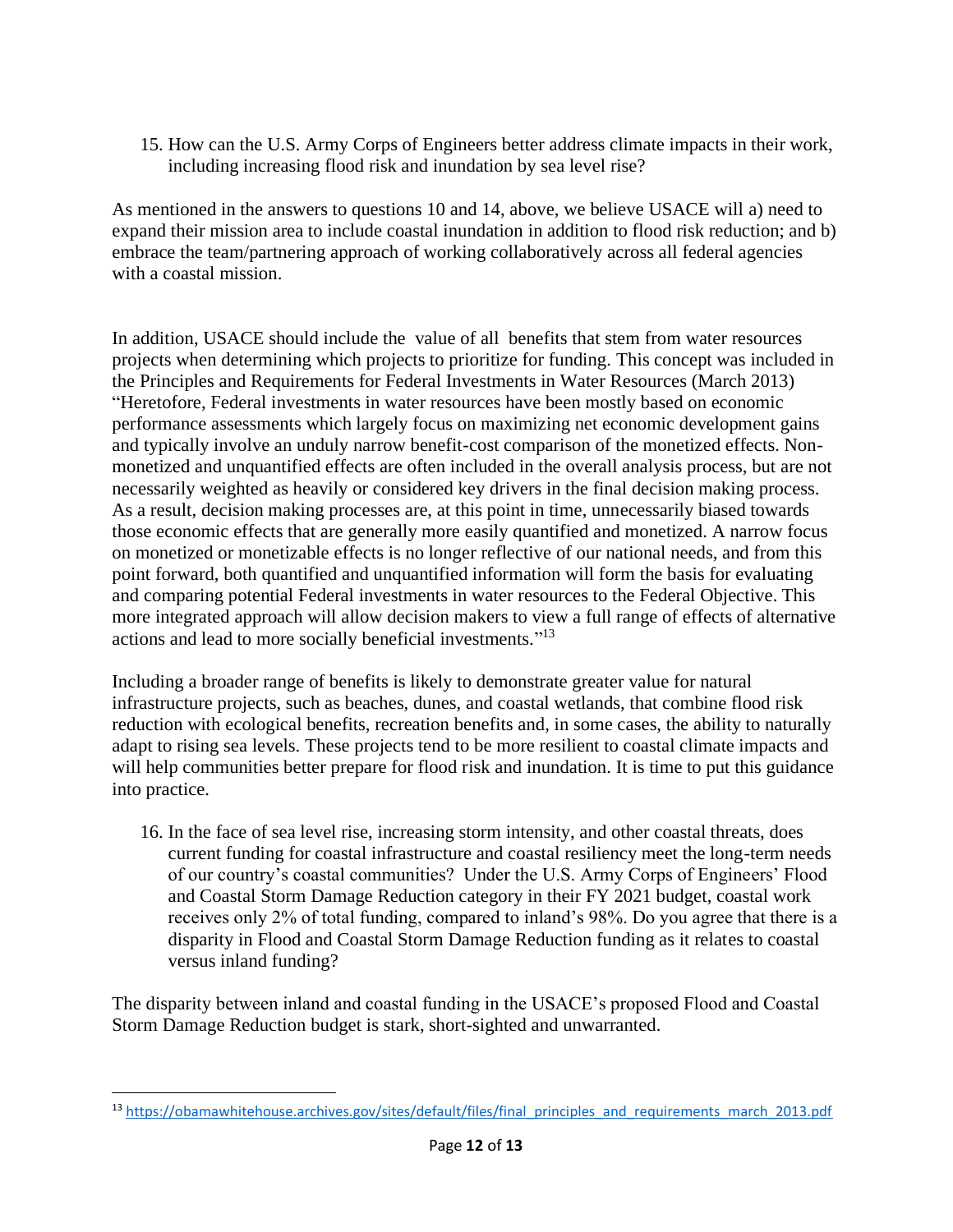15. How can the U.S. Army Corps of Engineers better address climate impacts in their work, including increasing flood risk and inundation by sea level rise?

As mentioned in the answers to questions 10 and 14, above, we believe USACE will a) need to expand their mission area to include coastal inundation in addition to flood risk reduction; and b) embrace the team/partnering approach of working collaboratively across all federal agencies with a coastal mission.

In addition, USACE should include the value of all benefits that stem from water resources projects when determining which projects to prioritize for funding. This concept was included in the Principles and Requirements for Federal Investments in Water Resources (March 2013) "Heretofore, Federal investments in water resources have been mostly based on economic performance assessments which largely focus on maximizing net economic development gains and typically involve an unduly narrow benefit-cost comparison of the monetized effects. Non-monetized and unquantified effects are often included in the overall analysis process, but are not necessarily weighted as heavily or considered key drivers in the final decision making process. As a result, decision making processes are, at this point in time, unnecessarily biased towards those economic effects that are generally more easily quantified and monetized. A narrow focus on monetized or monetizable effects is no longer reflective of our national needs, and from this point forward, both quantified and unquantified information will form the basis for evaluating and comparing potential Federal investments in water resources to the Federal Objective. This more integrated approach will allow decision makers to view a full range of effects of alternative actions and lead to more socially beneficial investments."[13]

Including a broader range of benefits is likely to demonstrate greater value for natural infrastructure projects, such as beaches, dunes, and coastal wetlands, that combine flood risk reduction with ecological benefits, recreation benefits and, in some cases, the ability to naturally adapt to rising sea levels. These projects tend to be more resilient to coastal climate impacts and will help communities better prepare for flood risk and inundation. It is time to put this guidance into practice.

16. In the face of sea level rise, increasing storm intensity, and other coastal threats, does current funding for coastal infrastructure and coastal resiliency meet the long-term needs of our country's coastal communities? Under the U.S. Army Corps of Engineers' Flood and Coastal Storm Damage Reduction category in their FY 2021 budget, coastal work receives only 2% of total funding, compared to inland's 98%. Do you agree that there is a disparity in Flood and Coastal Storm Damage Reduction funding as it relates to coastal versus inland funding?

The disparity between inland and coastal funding in the USACE's proposed Flood and Coastal Storm Damage Reduction budget is stark, short-sighted and unwarranted.

---

[13] https://obamawhitehouse.archives.gov/sites/default/files/final_principles_and_requirements_march_2013.pdf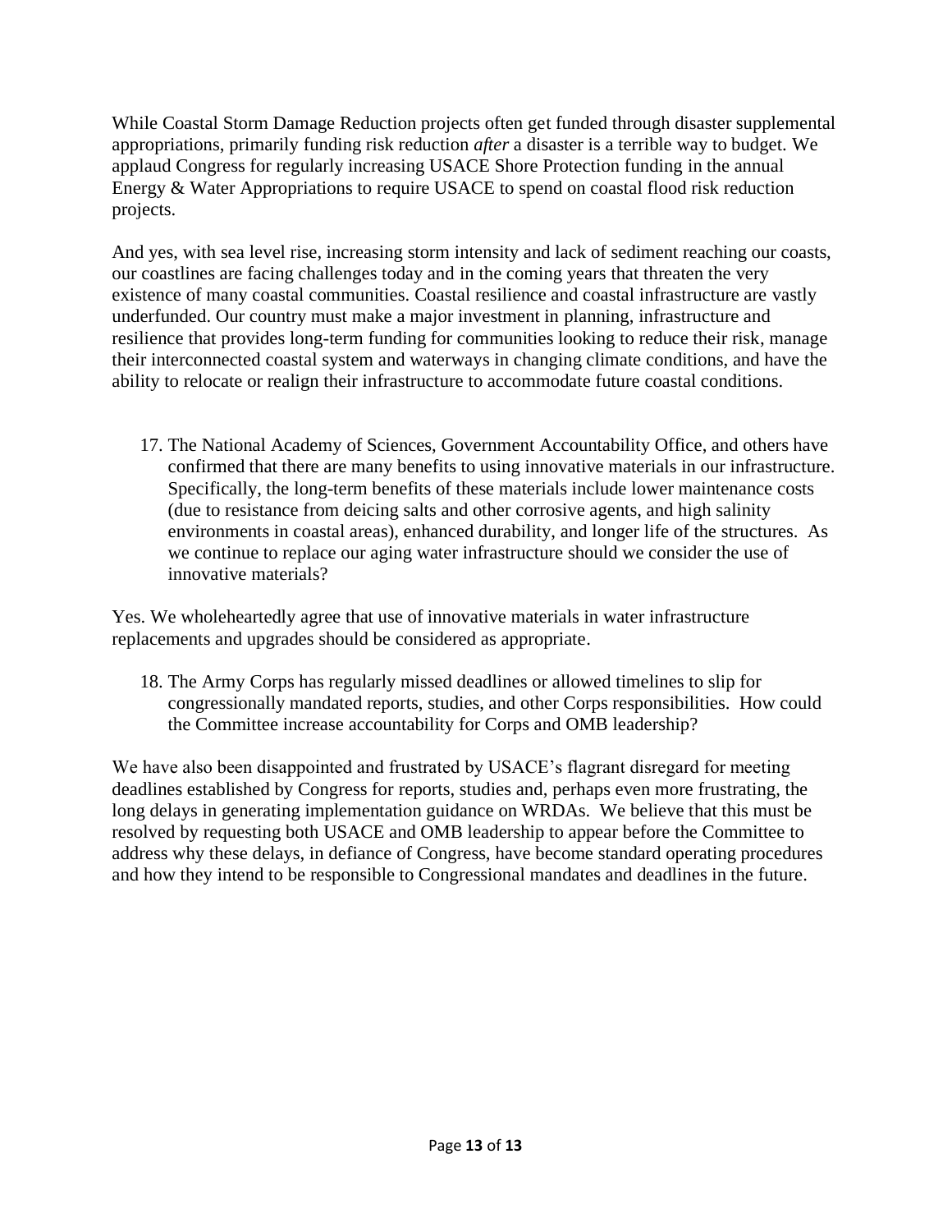While Coastal Storm Damage Reduction projects often get funded through disaster supplemental appropriations, primarily funding risk reduction *after* a disaster is a terrible way to budget. We applaud Congress for regularly increasing USACE Shore Protection funding in the annual Energy & Water Appropriations to require USACE to spend on coastal flood risk reduction projects.

And yes, with sea level rise, increasing storm intensity and lack of sediment reaching our coasts, our coastlines are facing challenges today and in the coming years that threaten the very existence of many coastal communities. Coastal resilience and coastal infrastructure are vastly underfunded. Our country must make a major investment in planning, infrastructure and resilience that provides long-term funding for communities looking to reduce their risk, manage their interconnected coastal system and waterways in changing climate conditions, and have the ability to relocate or realign their infrastructure to accommodate future coastal conditions.

17. The National Academy of Sciences, Government Accountability Office, and others have confirmed that there are many benefits to using innovative materials in our infrastructure. Specifically, the long-term benefits of these materials include lower maintenance costs (due to resistance from deicing salts and other corrosive agents, and high salinity environments in coastal areas), enhanced durability, and longer life of the structures. As we continue to replace our aging water infrastructure should we consider the use of innovative materials?

Yes. We wholeheartedly agree that use of innovative materials in water infrastructure replacements and upgrades should be considered as appropriate.

18. The Army Corps has regularly missed deadlines or allowed timelines to slip for congressionally mandated reports, studies, and other Corps responsibilities. How could the Committee increase accountability for Corps and OMB leadership?

We have also been disappointed and frustrated by USACE's flagrant disregard for meeting deadlines established by Congress for reports, studies and, perhaps even more frustrating, the long delays in generating implementation guidance on WRDAs. We believe that this must be resolved by requesting both USACE and OMB leadership to appear before the Committee to address why these delays, in defiance of Congress, have become standard operating procedures and how they intend to be responsible to Congressional mandates and deadlines in the future.